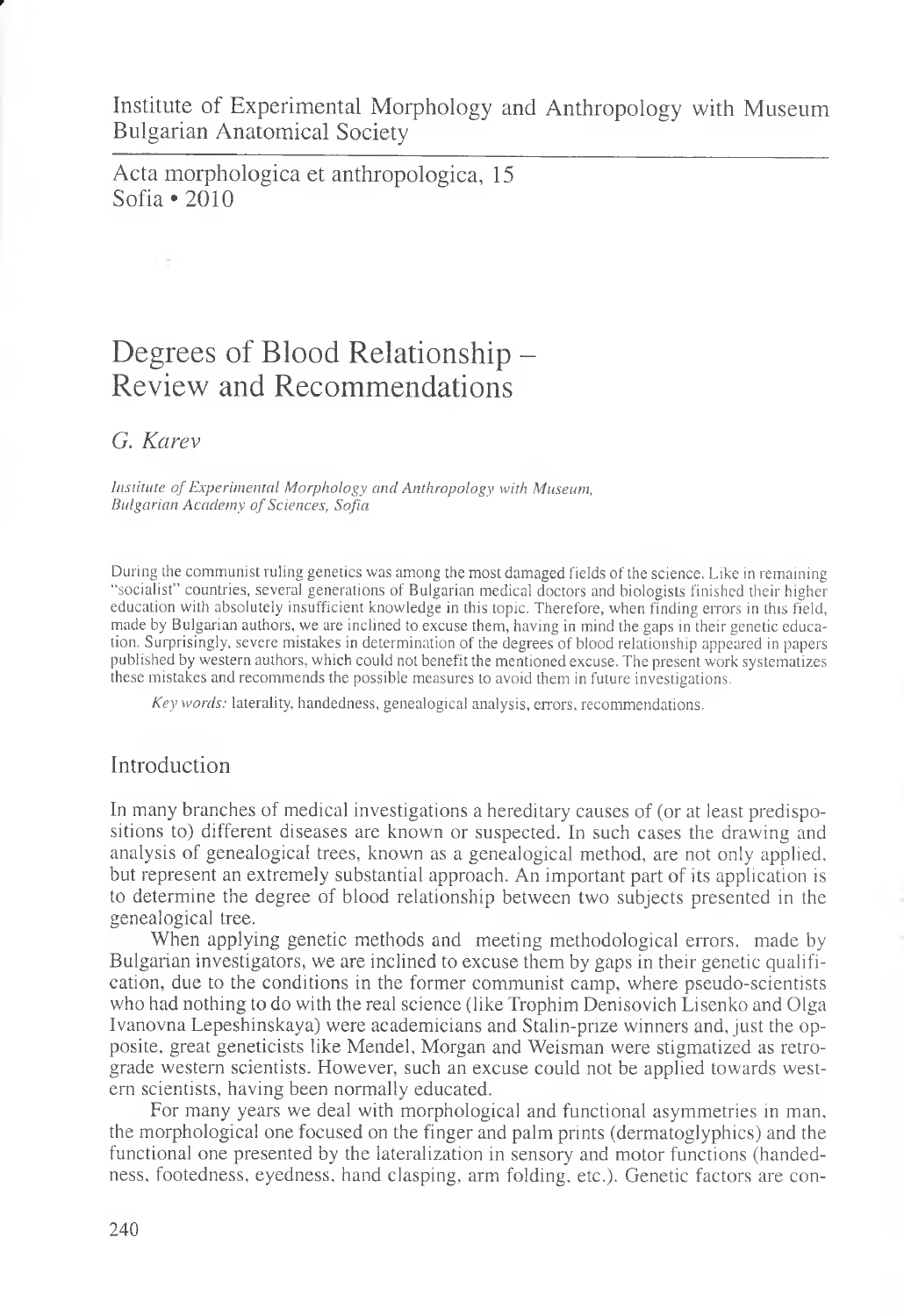Institute of Experimental Morphology and Anthropology with Museum
Bulgarian Anatomical Society

Acta morphologica et anthropologica, 15
Sofia • 2010

# Degrees of Blood Relationship – Review and Recommendations

*G. Karev*

*Institute of Experimental Morphology and Anthropology with Museum, Bulgarian Academy of Sciences, Sofia*

During the communist ruling genetics was among the most damaged fields of the science. Like in remaining "socialist" countries, several generations of Bulgarian medical doctors and biologists finished their higher education with absolutely insufficient knowledge in this topic. Therefore, when finding errors in this field, made by Bulgarian authors, we are inclined to excuse them, having in mind the gaps in their genetic education. Surprisingly, severe mistakes in determination of the degrees of blood relationship appeared in papers published by western authors, which could not benefit the mentioned excuse. The present work systematizes these mistakes and recommends the possible measures to avoid them in future investigations.

*Key words:* laterality, handedness, genealogical analysis, errors, recommendations.

## Introduction

In many branches of medical investigations a hereditary causes of (or at least predispositions to) different diseases are known or suspected. In such cases the drawing and analysis of genealogical trees, known as a genealogical method, are not only applied, but represent an extremely substantial approach. An important part of its application is to determine the degree of blood relationship between two subjects presented in the genealogical tree.

When applying genetic methods and meeting methodological errors, made by Bulgarian investigators, we are inclined to excuse them by gaps in their genetic qualification, due to the conditions in the former communist camp, where pseudo-scientists who had nothing to do with the real science (like Trophim Denisovich Lisenko and Olga Ivanovna Lepeshinskaya) were academicians and Stalin-prize winners and, just the opposite, great geneticists like Mendel, Morgan and Weisman were stigmatized as retrograde western scientists. However, such an excuse could not be applied towards western scientists, having been normally educated.

For many years we deal with morphological and functional asymmetries in man, the morphological one focused on the finger and palm prints (dermatoglyphics) and the functional one presented by the lateralization in sensory and motor functions (handedness, footedness, eyedness, hand clasping, arm folding, etc.). Genetic factors are con-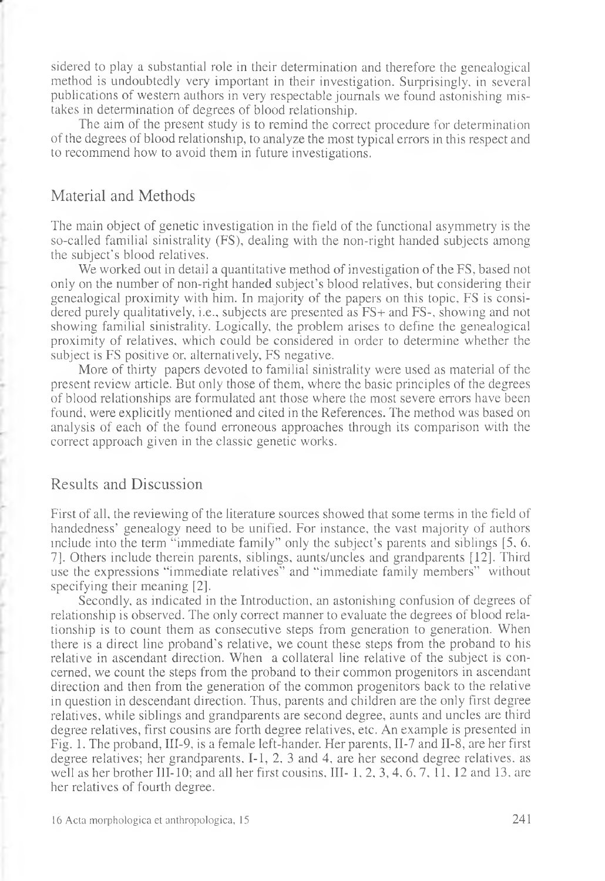sidered to play a substantial role in their determination and therefore the genealogical method is undoubtedly very important in their investigation. Surprisingly, in several publications of western authors in very respectable journals we found astonishing mistakes in determination of degrees of blood relationship.

The aim of the present study is to remind the correct procedure for determination of the degrees of blood relationship, to analyze the most typical errors in this respect and to recommend how to avoid them in future investigations.

## Material and Methods

The main object of genetic investigation in the field of the functional asymmetry is the so-called familial sinistrality (FS), dealing with the non-right handed subjects among the subject's blood relatives.

We worked out in detail a quantitative method of investigation of the FS, based not only on the number of non-right handed subject's blood relatives, but considering their genealogical proximity with him. In majority of the papers on this topic, FS is considered purely qualitatively, i.e., subjects are presented as FS+ and FS-, showing and not showing familial sinistrality. Logically, the problem arises to define the genealogical proximity of relatives, which could be considered in order to determine whether the subject is FS positive or, alternatively, FS negative.

More of thirty papers devoted to familial sinistrality were used as material of the present review article. But only those of them, where the basic principles of the degrees of blood relationships are formulated ant those where the most severe errors have been found, were explicitly mentioned and cited in the References. The method was based on analysis of each of the found erroneous approaches through its comparison with the correct approach given in the classic genetic works.

## Results and Discussion

First of all, the reviewing of the literature sources showed that some terms in the field of handedness' genealogy need to be unified. For instance, the vast majority of authors include into the term "immediate family" only the subject's parents and siblings [5, 6, 7]. Others include therein parents, siblings, aunts/uncles and grandparents [12]. Third use the expressions "immediate relatives" and "immediate family members" without specifying their meaning [2].

Secondly, as indicated in the Introduction, an astonishing confusion of degrees of relationship is observed. The only correct manner to evaluate the degrees of blood relationship is to count them as consecutive steps from generation to generation. When there is a direct line proband's relative, we count these steps from the proband to his relative in ascendant direction. When a collateral line relative of the subject is concerned, we count the steps from the proband to their common progenitors in ascendant direction and then from the generation of the common progenitors back to the relative in question in descendant direction. Thus, parents and children are the only first degree relatives, while siblings and grandparents are second degree, aunts and uncles are third degree relatives, first cousins are forth degree relatives, etc. An example is presented in Fig. 1. The proband, III-9, is a female left-hander. Her parents, II-7 and II-8, are her first degree relatives; her grandparents, I-1, 2, 3 and 4, are her second degree relatives, as well as her brother III-10; and all her first cousins, III- 1, 2, 3, 4, 6, 7, 11, 12 and 13, are her relatives of fourth degree.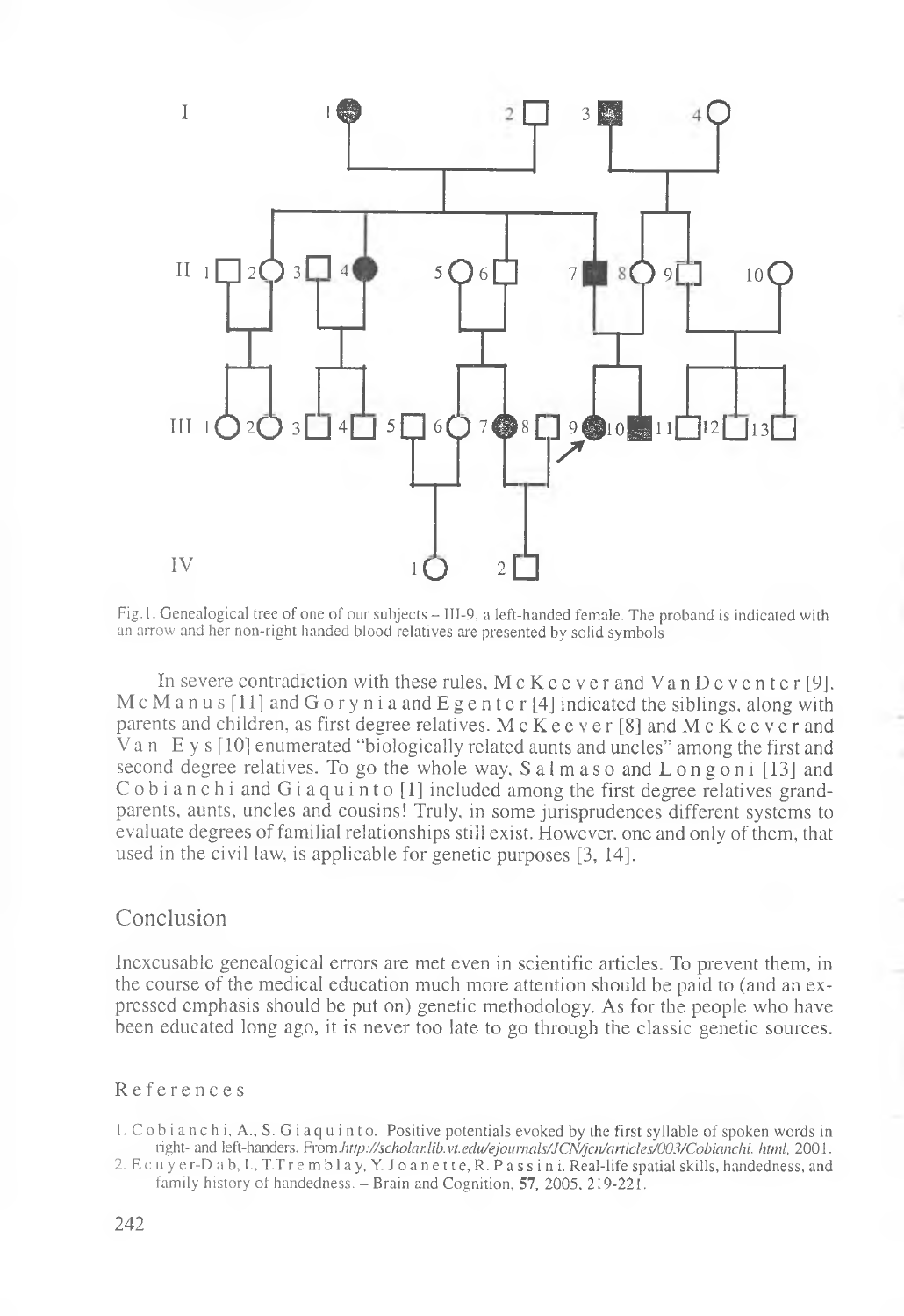Fig. 1. Genealogical tree of one of our subjects – III-9, a left-handed female. The proband is indicated with an arrow and her non-right handed blood relatives are presented by solid symbols

In severe contradiction with these rules, McKeever and VanDeventer [9], McManus [11] and Gorynia and Egenter [4] indicated the siblings, along with parents and children, as first degree relatives. McKeever [8] and McKeever and Van Eys [10] enumerated "biologically related aunts and uncles" among the first and second degree relatives. To go the whole way, Salmaso and Longoni [13] and Cobianchi and Giaquinto [1] included among the first degree relatives grandparents, aunts, uncles and cousins! Truly, in some jurisprudences different systems to evaluate degrees of familial relationships still exist. However, one and only of them, that used in the civil law, is applicable for genetic purposes [3, 14].

## Conclusion

Inexcusable genealogical errors are met even in scientific articles. To prevent them, in the course of the medical education much more attention should be paid to (and an expressed emphasis should be put on) genetic methodology. As for the people who have been educated long ago, it is never too late to go through the classic genetic sources.

## References

1. Cobianchi, A., S. Giaquinto. Positive potentials evoked by the first syllable of spoken words in right- and left-handers. From *http://scholar.lib.vt.edu/ejournals/JCN/jcn/articles/003/Cobianchi.html*, 2001.
2. Ecuyer-Dab, I., T. Tremblay, Y. Joanette, R. Passini. Real-life spatial skills, handedness, and family history of handedness. – Brain and Cognition, **57**, 2005, 219-221.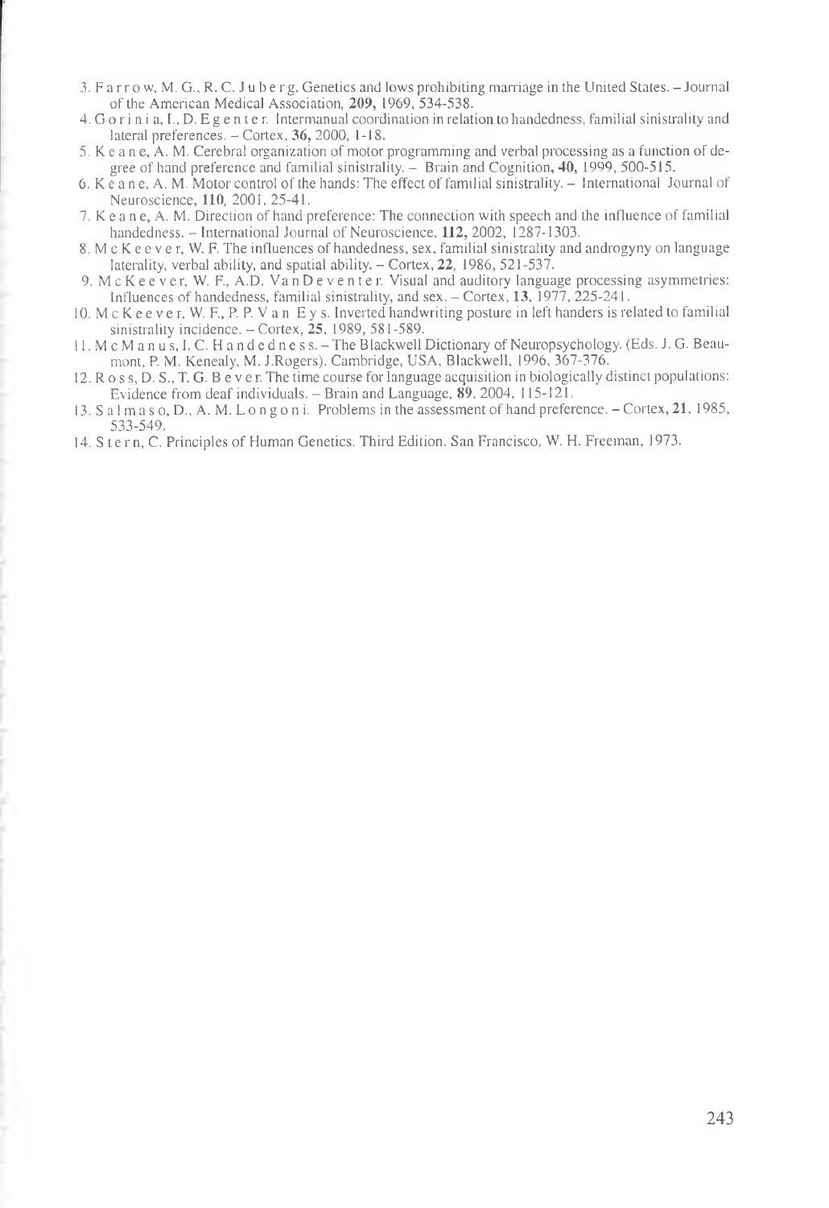3. Farrow, M. G., R. C. Juberg. Genetics and lows prohibiting marriage in the United States. – Journal of the American Medical Association, **209,** 1969, 534-538.
4. Gorinia, I., D. Egenter. Intermanual coordination in relation to handedness, familial sinistrality and lateral preferences. – Cortex, **36,** 2000, 1-18.
5. Keane, A. M. Cerebral organization of motor programming and verbal processing as a function of degree of hand preference and familial sinistrality. – Brain and Cognition, **40,** 1999, 500-515.
6. Keane, A. M. Motor control of the hands: The effect of familial sinistrality. – International Journal of Neuroscience, **110,** 2001, 25-41.
7. Keane, A. M. Direction of hand preference: The connection with speech and the influence of familial handedness. – International Journal of Neuroscience, **112,** 2002, 1287-1303.
8. McKeever, W. F. The influences of handedness, sex, familial sinistrality and androgyny on language laterality, verbal ability, and spatial ability. – Cortex, **22,** 1986, 521-537.
9. McKeever, W. F., A.D. VanDeventer. Visual and auditory language processing asymmetries: Influences of handedness, familial sinistrality, and sex. – Cortex, **13,** 1977, 225-241.
10. McKeever, W. F., P. P. Van Eys. Inverted handwriting posture in left handers is related to familial sinistrality incidence. – Cortex, **25,** 1989, 581-589.
11. McManus, I. C. Handedness. – The Blackwell Dictionary of Neuropsychology. (Eds. J. G. Beaumont, P. M. Kenealy, M. J.Rogers). Cambridge, USA, Blackwell, 1996, 367-376.
12. Ross, D. S., T. G. Bever. The time course for language acquisition in biologically distinct populations: Evidence from deaf individuals. – Brain and Language, **89,** 2004, 115-121.
13. Salmaso, D., A. M. Longoni. Problems in the assessment of hand preference. – Cortex, **21,** 1985, 533-549.
14. Stern, C. Principles of Human Genetics. Third Edition. San Francisco, W. H. Freeman, 1973.